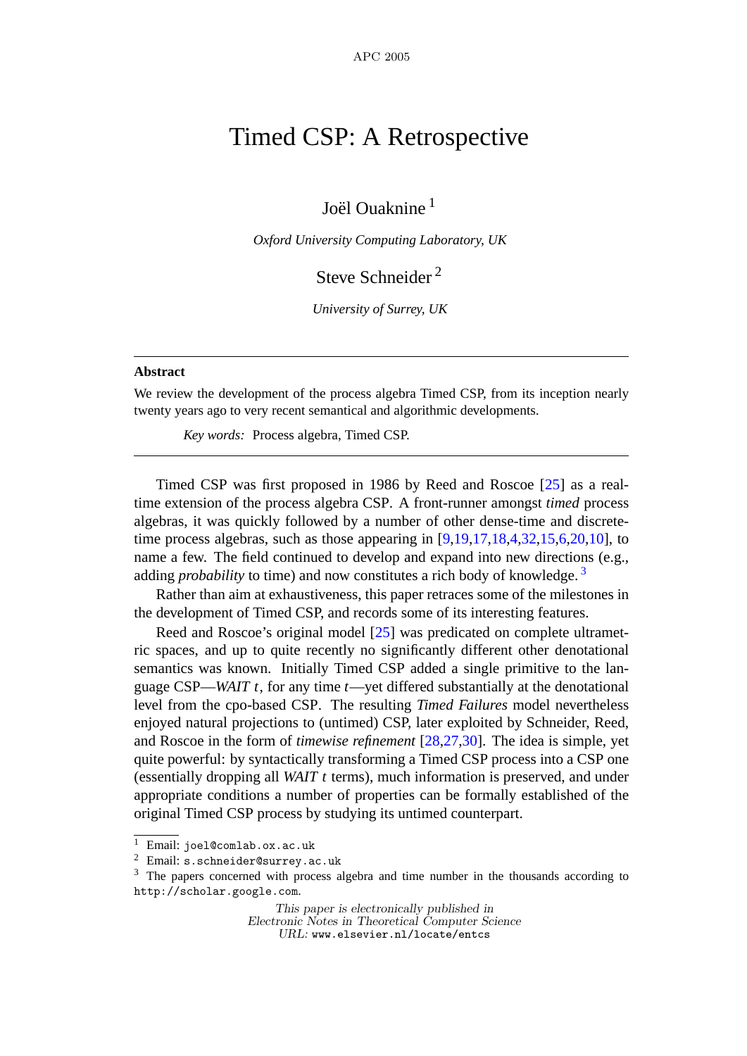# Timed CSP: A Retrospective

Joël Ouaknine [1]

*Oxford University Computing Laboratory, UK*

Steve Schneider [2]

*University of Surrey, UK*

---

**Abstract**

We review the development of the process algebra Timed CSP, from its inception nearly twenty years ago to very recent semantical and algorithmic developments.

*Key words:* Process algebra, Timed CSP.

---

Timed CSP was first proposed in 1986 by Reed and Roscoe [25] as a real-time extension of the process algebra CSP. A front-runner amongst *timed* process algebras, it was quickly followed by a number of other dense-time and discrete-time process algebras, such as those appearing in [9,19,17,18,4,32,15,6,20,10], to name a few. The field continued to develop and expand into new directions (e.g., adding *probability* to time) and now constitutes a rich body of knowledge. [3]

Rather than aim at exhaustiveness, this paper retraces some of the milestones in the development of Timed CSP, and records some of its interesting features.

Reed and Roscoe's original model [25] was predicated on complete ultrametric spaces, and up to quite recently no significantly different other denotational semantics was known. Initially Timed CSP added a single primitive to the language CSP—*WAIT t*, for any time *t*—yet differed substantially at the denotational level from the cpo-based CSP. The resulting *Timed Failures* model nevertheless enjoyed natural projections to (untimed) CSP, later exploited by Schneider, Reed, and Roscoe in the form of *timewise refinement* [28,27,30]. The idea is simple, yet quite powerful: by syntactically transforming a Timed CSP process into a CSP one (essentially dropping all *WAIT t* terms), much information is preserved, and under appropriate conditions a number of properties can be formally established of the original Timed CSP process by studying its untimed counterpart.

---

[1] Email: joel@comlab.ox.ac.uk

[2] Email: s.schneider@surrey.ac.uk

[3] The papers concerned with process algebra and time number in the thousands according to http://scholar.google.com.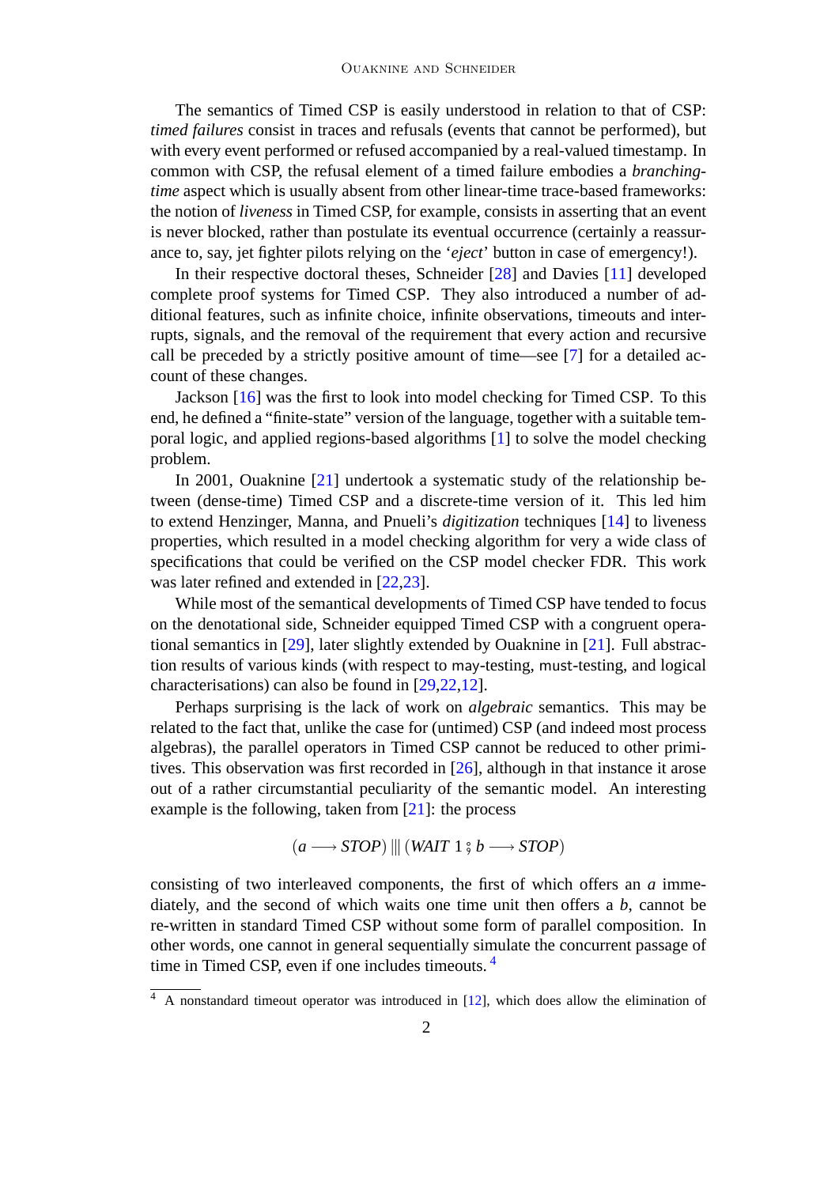The semantics of Timed CSP is easily understood in relation to that of CSP: *timed failures* consist in traces and refusals (events that cannot be performed), but with every event performed or refused accompanied by a real-valued timestamp. In common with CSP, the refusal element of a timed failure embodies a *branching-time* aspect which is usually absent from other linear-time trace-based frameworks: the notion of *liveness* in Timed CSP, for example, consists in asserting that an event is never blocked, rather than postulate its eventual occurrence (certainly a reassurance to, say, jet fighter pilots relying on the '*eject*' button in case of emergency!).

In their respective doctoral theses, Schneider [28] and Davies [11] developed complete proof systems for Timed CSP. They also introduced a number of additional features, such as infinite choice, infinite observations, timeouts and interrupts, signals, and the removal of the requirement that every action and recursive call be preceded by a strictly positive amount of time—see [7] for a detailed account of these changes.

Jackson [16] was the first to look into model checking for Timed CSP. To this end, he defined a "finite-state" version of the language, together with a suitable temporal logic, and applied regions-based algorithms [1] to solve the model checking problem.

In 2001, Ouaknine [21] undertook a systematic study of the relationship between (dense-time) Timed CSP and a discrete-time version of it. This led him to extend Henzinger, Manna, and Pnueli's *digitization* techniques [14] to liveness properties, which resulted in a model checking algorithm for very a wide class of specifications that could be verified on the CSP model checker FDR. This work was later refined and extended in [22,23].

While most of the semantical developments of Timed CSP have tended to focus on the denotational side, Schneider equipped Timed CSP with a congruent operational semantics in [29], later slightly extended by Ouaknine in [21]. Full abstraction results of various kinds (with respect to may-testing, must-testing, and logical characterisations) can also be found in [29,22,12].

Perhaps surprising is the lack of work on *algebraic* semantics. This may be related to the fact that, unlike the case for (untimed) CSP (and indeed most process algebras), the parallel operators in Timed CSP cannot be reduced to other primitives. This observation was first recorded in [26], although in that instance it arose out of a rather circumstantial peculiarity of the semantic model. An interesting example is the following, taken from [21]: the process

$$(a \longrightarrow STOP) \mid\mid\mid (WAIT\ 1 \mathbin{;} b \longrightarrow STOP)$$

consisting of two interleaved components, the first of which offers an $a$ immediately, and the second of which waits one time unit then offers a $b$, cannot be re-written in standard Timed CSP without some form of parallel composition. In other words, one cannot in general sequentially simulate the concurrent passage of time in Timed CSP, even if one includes timeouts. [4]

[4] A nonstandard timeout operator was introduced in [12], which does allow the elimination of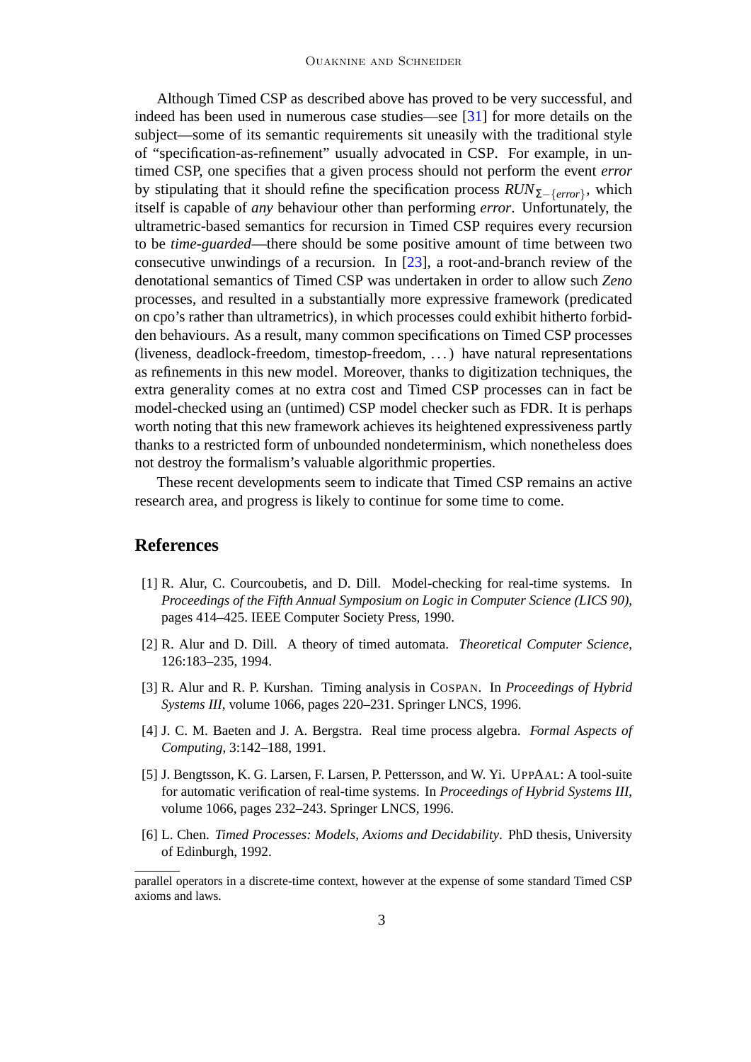Although Timed CSP as described above has proved to be very successful, and indeed has been used in numerous case studies—see [31] for more details on the subject—some of its semantic requirements sit uneasily with the traditional style of "specification-as-refinement" usually advocated in CSP. For example, in untimed CSP, one specifies that a given process should not perform the event *error* by stipulating that it should refine the specification process $RUN_{\Sigma - \{error\}}$, which itself is capable of *any* behaviour other than performing *error*. Unfortunately, the ultrametric-based semantics for recursion in Timed CSP requires every recursion to be *time-guarded*—there should be some positive amount of time between two consecutive unwindings of a recursion. In [23], a root-and-branch review of the denotational semantics of Timed CSP was undertaken in order to allow such *Zeno* processes, and resulted in a substantially more expressive framework (predicated on cpo's rather than ultrametrics), in which processes could exhibit hitherto forbidden behaviours. As a result, many common specifications on Timed CSP processes (liveness, deadlock-freedom, timestop-freedom, ...) have natural representations as refinements in this new model. Moreover, thanks to digitization techniques, the extra generality comes at no extra cost and Timed CSP processes can in fact be model-checked using an (untimed) CSP model checker such as FDR. It is perhaps worth noting that this new framework achieves its heightened expressiveness partly thanks to a restricted form of unbounded nondeterminism, which nonetheless does not destroy the formalism's valuable algorithmic properties.

These recent developments seem to indicate that Timed CSP remains an active research area, and progress is likely to continue for some time to come.

## References

[1] R. Alur, C. Courcoubetis, and D. Dill. Model-checking for real-time systems. In *Proceedings of the Fifth Annual Symposium on Logic in Computer Science (LICS 90)*, pages 414–425. IEEE Computer Society Press, 1990.

[2] R. Alur and D. Dill. A theory of timed automata. *Theoretical Computer Science*, 126:183–235, 1994.

[3] R. Alur and R. P. Kurshan. Timing analysis in COSPAN. In *Proceedings of Hybrid Systems III*, volume 1066, pages 220–231. Springer LNCS, 1996.

[4] J. C. M. Baeten and J. A. Bergstra. Real time process algebra. *Formal Aspects of Computing*, 3:142–188, 1991.

[5] J. Bengtsson, K. G. Larsen, F. Larsen, P. Pettersson, and W. Yi. UPPAAL: A tool-suite for automatic verification of real-time systems. In *Proceedings of Hybrid Systems III*, volume 1066, pages 232–243. Springer LNCS, 1996.

[6] L. Chen. *Timed Processes: Models, Axioms and Decidability*. PhD thesis, University of Edinburgh, 1992.

---

parallel operators in a discrete-time context, however at the expense of some standard Timed CSP axioms and laws.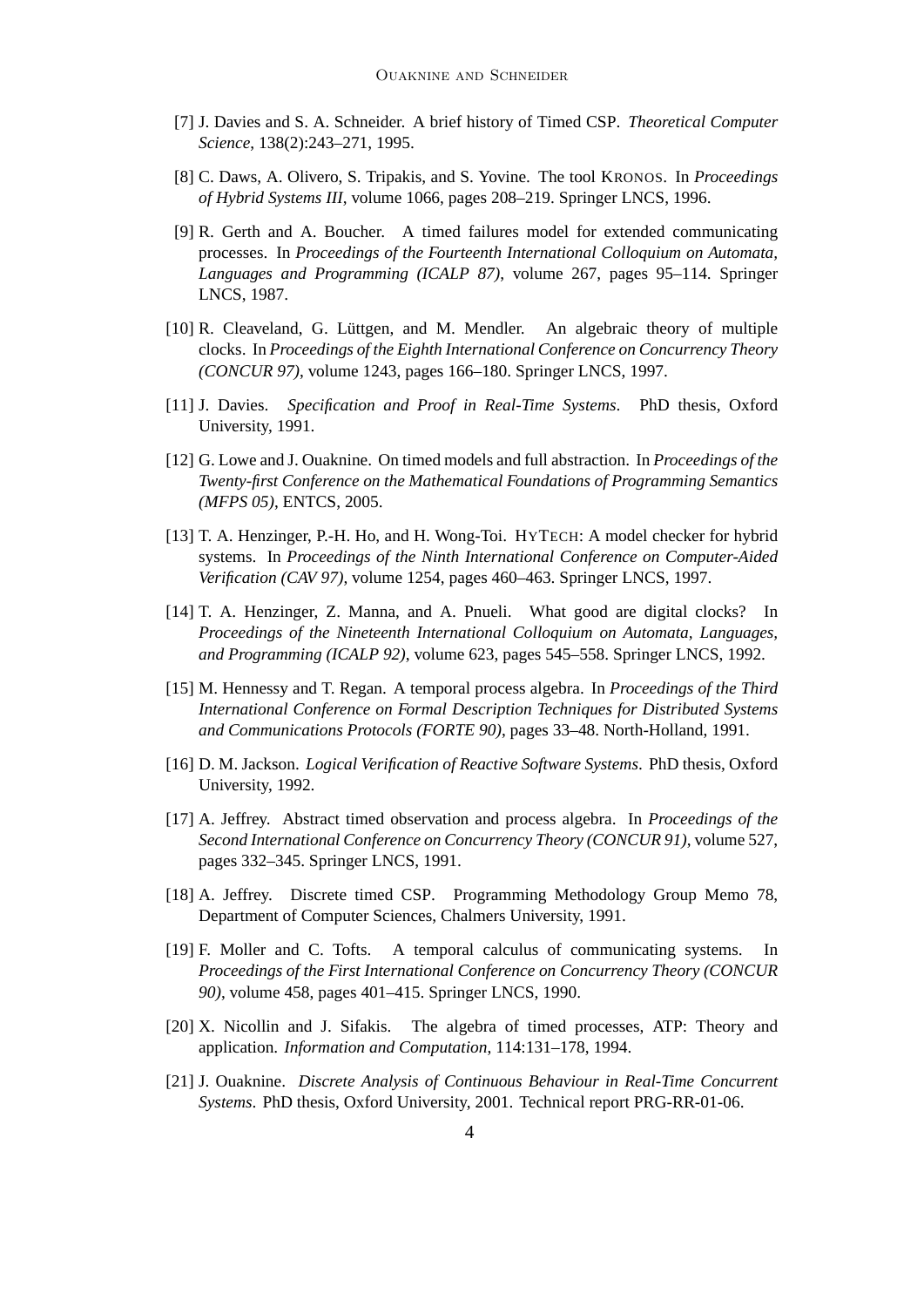[7] J. Davies and S. A. Schneider. A brief history of Timed CSP. *Theoretical Computer Science*, 138(2):243–271, 1995.

[8] C. Daws, A. Olivero, S. Tripakis, and S. Yovine. The tool KRONOS. In *Proceedings of Hybrid Systems III*, volume 1066, pages 208–219. Springer LNCS, 1996.

[9] R. Gerth and A. Boucher. A timed failures model for extended communicating processes. In *Proceedings of the Fourteenth International Colloquium on Automata, Languages and Programming (ICALP 87)*, volume 267, pages 95–114. Springer LNCS, 1987.

[10] R. Cleaveland, G. Lüttgen, and M. Mendler. An algebraic theory of multiple clocks. In *Proceedings of the Eighth International Conference on Concurrency Theory (CONCUR 97)*, volume 1243, pages 166–180. Springer LNCS, 1997.

[11] J. Davies. *Specification and Proof in Real-Time Systems*. PhD thesis, Oxford University, 1991.

[12] G. Lowe and J. Ouaknine. On timed models and full abstraction. In *Proceedings of the Twenty-first Conference on the Mathematical Foundations of Programming Semantics (MFPS 05)*, ENTCS, 2005.

[13] T. A. Henzinger, P.-H. Ho, and H. Wong-Toi. HYTECH: A model checker for hybrid systems. In *Proceedings of the Ninth International Conference on Computer-Aided Verification (CAV 97)*, volume 1254, pages 460–463. Springer LNCS, 1997.

[14] T. A. Henzinger, Z. Manna, and A. Pnueli. What good are digital clocks? In *Proceedings of the Nineteenth International Colloquium on Automata, Languages, and Programming (ICALP 92)*, volume 623, pages 545–558. Springer LNCS, 1992.

[15] M. Hennessy and T. Regan. A temporal process algebra. In *Proceedings of the Third International Conference on Formal Description Techniques for Distributed Systems and Communications Protocols (FORTE 90)*, pages 33–48. North-Holland, 1991.

[16] D. M. Jackson. *Logical Verification of Reactive Software Systems*. PhD thesis, Oxford University, 1992.

[17] A. Jeffrey. Abstract timed observation and process algebra. In *Proceedings of the Second International Conference on Concurrency Theory (CONCUR 91)*, volume 527, pages 332–345. Springer LNCS, 1991.

[18] A. Jeffrey. Discrete timed CSP. Programming Methodology Group Memo 78, Department of Computer Sciences, Chalmers University, 1991.

[19] F. Moller and C. Tofts. A temporal calculus of communicating systems. In *Proceedings of the First International Conference on Concurrency Theory (CONCUR 90)*, volume 458, pages 401–415. Springer LNCS, 1990.

[20] X. Nicollin and J. Sifakis. The algebra of timed processes, ATP: Theory and application. *Information and Computation*, 114:131–178, 1994.

[21] J. Ouaknine. *Discrete Analysis of Continuous Behaviour in Real-Time Concurrent Systems*. PhD thesis, Oxford University, 2001. Technical report PRG-RR-01-06.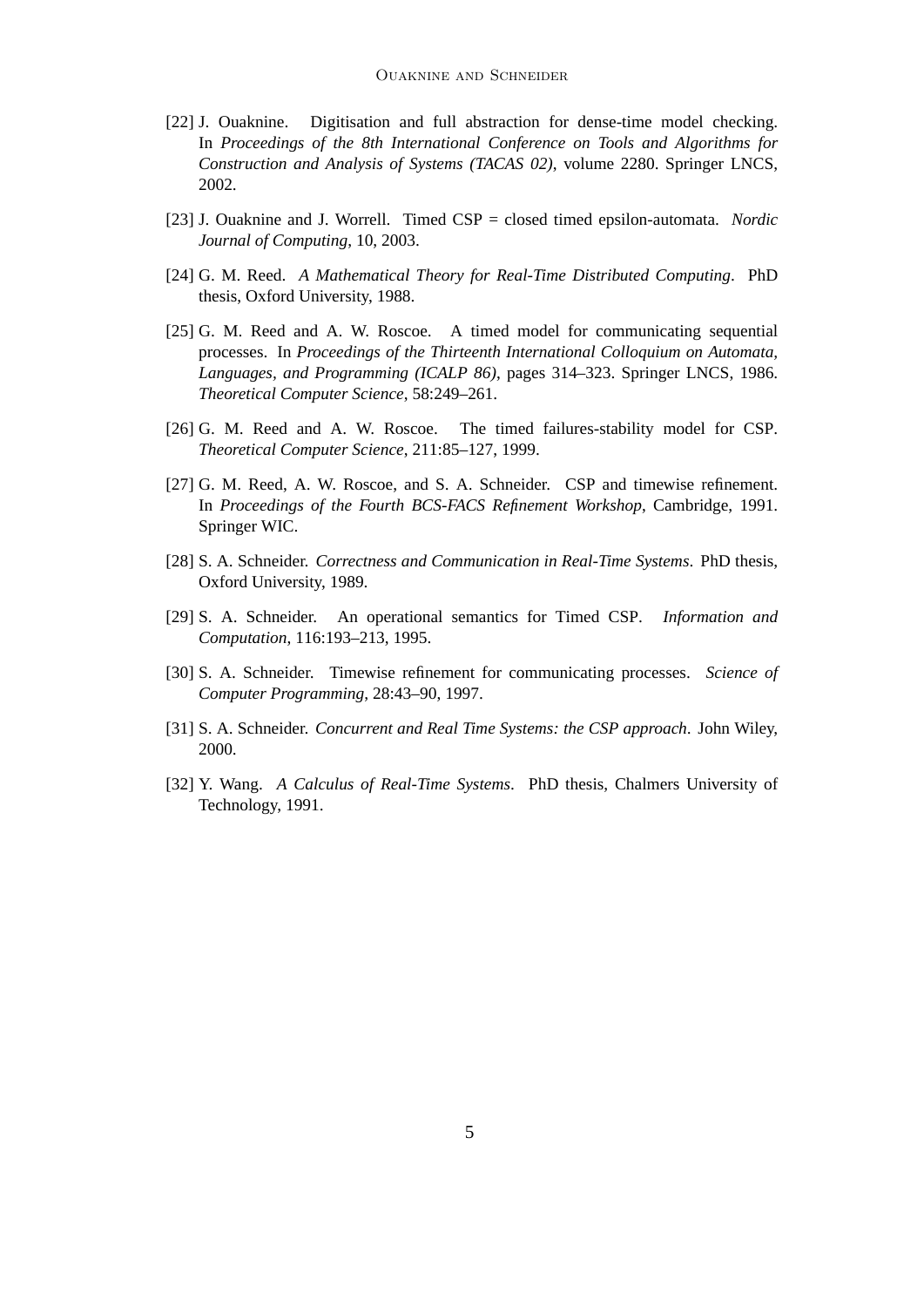[22] J. Ouaknine. Digitisation and full abstraction for dense-time model checking. In *Proceedings of the 8th International Conference on Tools and Algorithms for Construction and Analysis of Systems (TACAS 02)*, volume 2280. Springer LNCS, 2002.

[23] J. Ouaknine and J. Worrell. Timed CSP = closed timed epsilon-automata. *Nordic Journal of Computing*, 10, 2003.

[24] G. M. Reed. *A Mathematical Theory for Real-Time Distributed Computing*. PhD thesis, Oxford University, 1988.

[25] G. M. Reed and A. W. Roscoe. A timed model for communicating sequential processes. In *Proceedings of the Thirteenth International Colloquium on Automata, Languages, and Programming (ICALP 86)*, pages 314–323. Springer LNCS, 1986. *Theoretical Computer Science*, 58:249–261.

[26] G. M. Reed and A. W. Roscoe. The timed failures-stability model for CSP. *Theoretical Computer Science*, 211:85–127, 1999.

[27] G. M. Reed, A. W. Roscoe, and S. A. Schneider. CSP and timewise refinement. In *Proceedings of the Fourth BCS-FACS Refinement Workshop*, Cambridge, 1991. Springer WIC.

[28] S. A. Schneider. *Correctness and Communication in Real-Time Systems*. PhD thesis, Oxford University, 1989.

[29] S. A. Schneider. An operational semantics for Timed CSP. *Information and Computation*, 116:193–213, 1995.

[30] S. A. Schneider. Timewise refinement for communicating processes. *Science of Computer Programming*, 28:43–90, 1997.

[31] S. A. Schneider. *Concurrent and Real Time Systems: the CSP approach*. John Wiley, 2000.

[32] Y. Wang. *A Calculus of Real-Time Systems*. PhD thesis, Chalmers University of Technology, 1991.